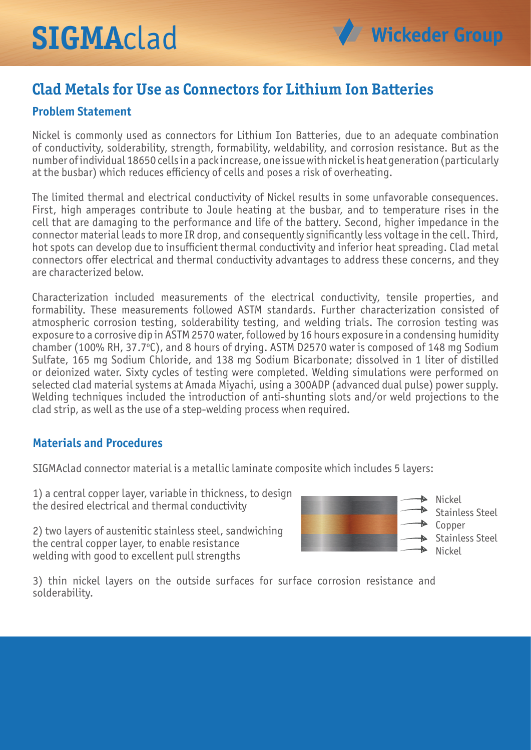# SIGMAclad

Wickeder Group

## Clad Metals for Use as Connectors for Lithium Ion Batteries

### Problem Statement

Nickel is commonly used as connectors for Lithium Ion Batteries, due to an adequate combination of conductivity, solderability, strength, formability, weldability, and corrosion resistance. But as the number of individual 18650 cells in a pack increase, one issue with nickel is heat generation (particularly at the busbar) which reduces efficiency of cells and poses a risk of overheating.

The limited thermal and electrical conductivity of Nickel results in some unfavorable consequences. First, high amperages contribute to Joule heating at the busbar, and to temperature rises in the cell that are damaging to the performance and life of the battery. Second, higher impedance in the connector material leads to more IR drop, and consequently significantly less voltage in the cell. Third, hot spots can develop due to insufficient thermal conductivity and inferior heat spreading. Clad metal connectors offer electrical and thermal conductivity advantages to address these concerns, and they are characterized below.

Characterization included measurements of the electrical conductivity, tensile properties, and formability. These measurements followed ASTM standards. Further characterization consisted of atmospheric corrosion testing, solderability testing, and welding trials. The corrosion testing was exposure to a corrosive dip in ASTM 2570 water, followed by 16 hours exposure in a condensing humidity chamber (100% RH, 37.7°C), and 8 hours of drying. ASTM D2570 water is composed of 148 mg Sodium Sulfate, 165 mg Sodium Chloride, and 138 mg Sodium Bicarbonate; dissolved in 1 liter of distilled or deionized water. Sixty cycles of testing were completed. Welding simulations were performed on selected clad material systems at Amada Miyachi, using a 300ADP (advanced dual pulse) power supply. Welding techniques included the introduction of anti-shunting slots and/or weld projections to the clad strip, as well as the use of a step-welding process when required.

### Materials and Procedures

SIGMAclad connector material is a metallic laminate composite which includes 5 layers:

1) a central copper layer, variable in thickness, to design the desired electrical and thermal conductivity

2) two layers of austenitic stainless steel, sandwiching the central copper layer, to enable resistance welding with good to excellent pull strengths

3) thin nickel layers on the outside surfaces for surface corrosion resistance and solderability.

Nickel
Stainless Steel
Copper
Stainless Steel
Nickel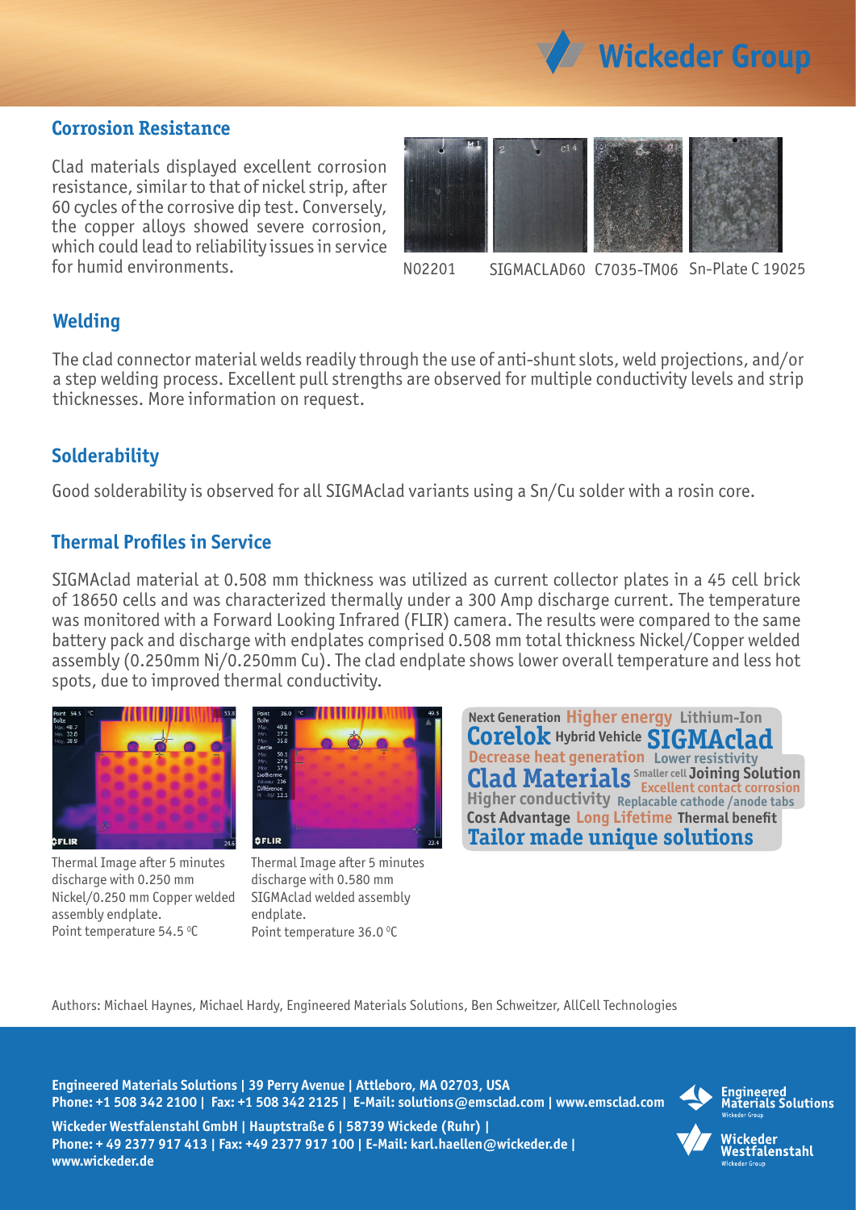## Corrosion Resistance

Clad materials displayed excellent corrosion resistance, similar to that of nickel strip, after 60 cycles of the corrosive dip test. Conversely, the copper alloys showed severe corrosion, which could lead to reliability issues in service for humid environments.

N02201 SIGMACLAD60 C7035-TM06 Sn-Plate C 19025

## Welding

The clad connector material welds readily through the use of anti-shunt slots, weld projections, and/or a step welding process. Excellent pull strengths are observed for multiple conductivity levels and strip thicknesses. More information on request.

## Solderability

Good solderability is observed for all SIGMAclad variants using a Sn/Cu solder with a rosin core.

## Thermal Profiles in Service

SIGMAclad material at 0.508 mm thickness was utilized as current collector plates in a 45 cell brick of 18650 cells and was characterized thermally under a 300 Amp discharge current. The temperature was monitored with a Forward Looking Infrared (FLIR) camera. The results were compared to the same battery pack and discharge with endplates comprised 0.508 mm total thickness Nickel/Copper welded assembly (0.250mm Ni/0.250mm Cu). The clad endplate shows lower overall temperature and less hot spots, due to improved thermal conductivity.

Thermal Image after 5 minutes discharge with 0.250 mm Nickel/0.250 mm Copper welded assembly endplate.
Point temperature 54.5 °C

Thermal Image after 5 minutes discharge with 0.580 mm SIGMAclad welded assembly endplate.
Point temperature 36.0 °C

Next Generation Higher energy Lithium-Ion Corelok Hybrid Vehicle SIGMAclad Decrease heat generation Lower resistivity Clad Materials Smaller cell Joining Solution Excellent contact corrosion Higher conductivity Replacable cathode /anode tabs Cost Advantage Long Lifetime Thermal benefit Tailor made unique solutions

Authors: Michael Haynes, Michael Hardy, Engineered Materials Solutions, Ben Schweitzer, AllCell Technologies

**Engineered Materials Solutions | 39 Perry Avenue | Attleboro, MA 02703, USA**
**Phone: +1 508 342 2100 | Fax: +1 508 342 2125 | E-Mail: solutions@emsclad.com | www.emsclad.com**

**Wickeder Westfalenstahl GmbH | Hauptstraße 6 | 58739 Wickede (Ruhr) |**
**Phone: + 49 2377 917 413 | Fax: +49 2377 917 100 | E-Mail: karl.haellen@wickeder.de |**
**www.wickeder.de**